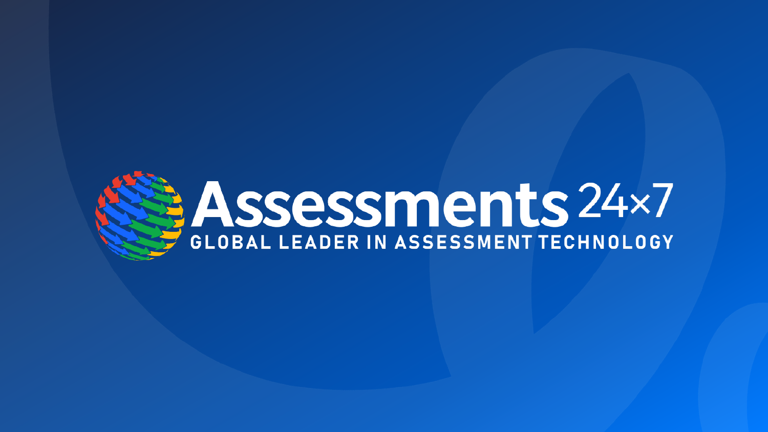# Assessments 24×7

GLOBAL LEADER IN ASSESSMENT TECHNOLOGY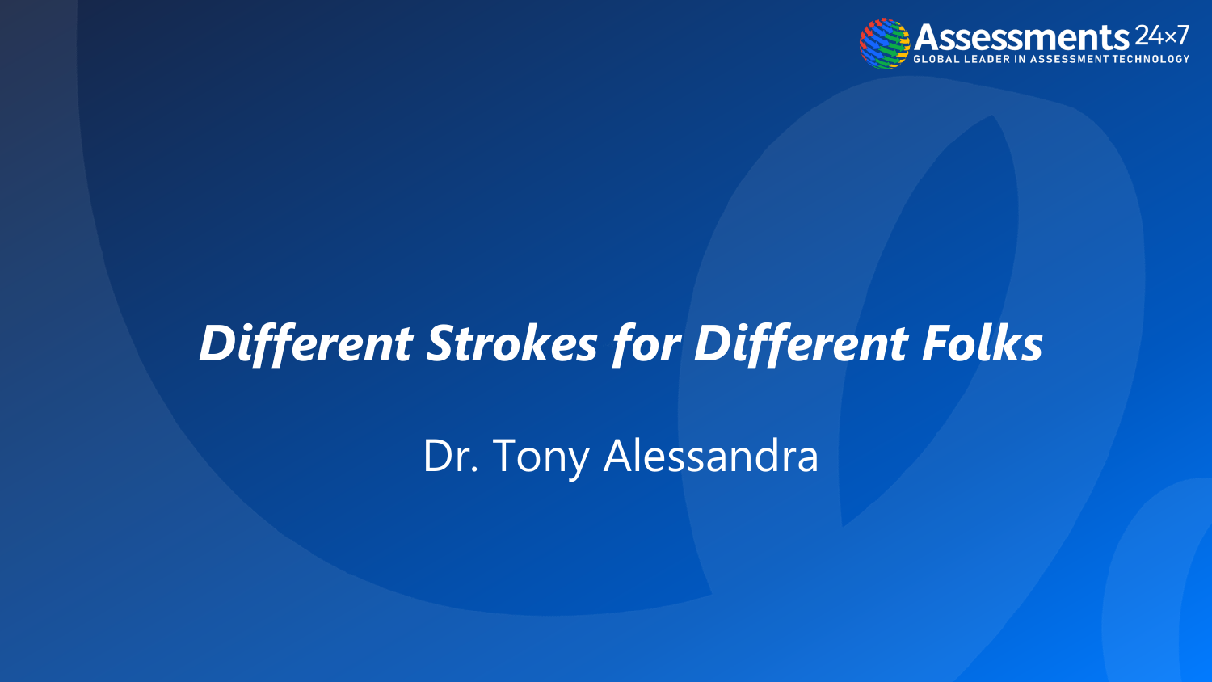# ***Different Strokes for Different Folks***

Dr. Tony Alessandra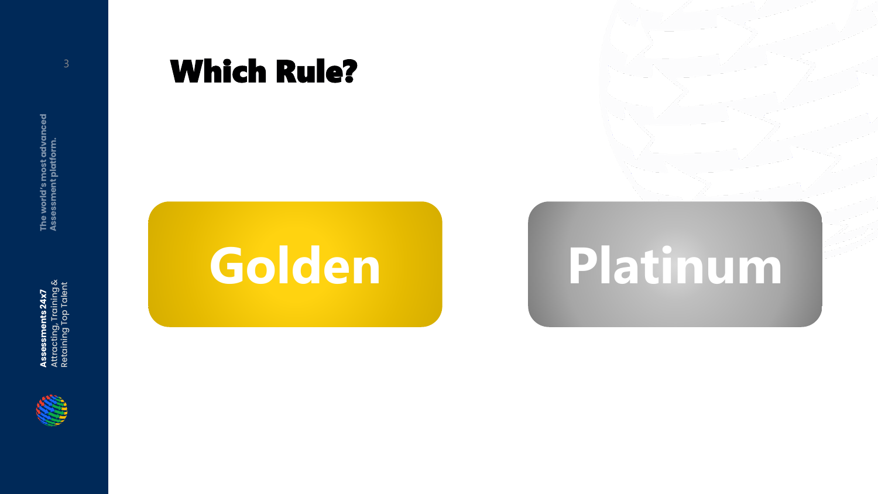# Which Rule?

Golden

Platinum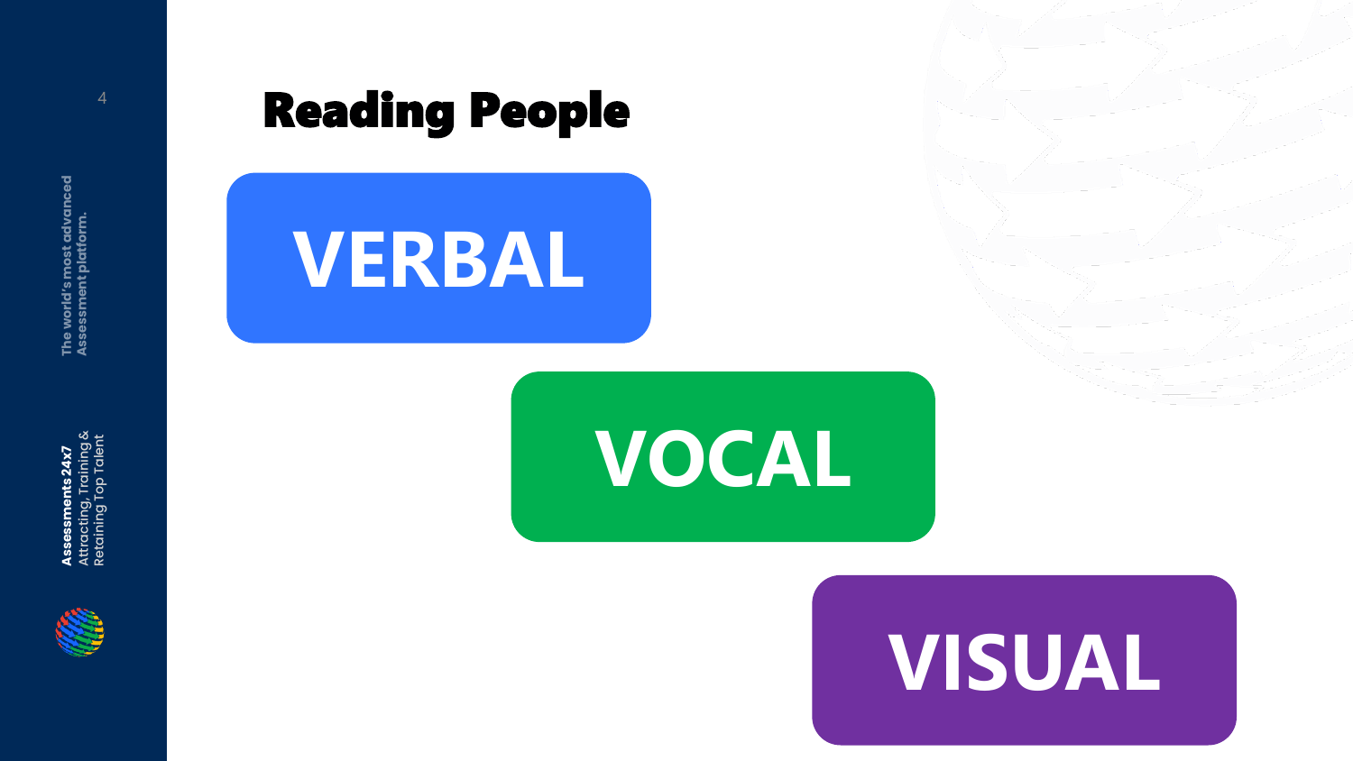# Reading People

**VERBAL**

**VOCAL**

**VISUAL**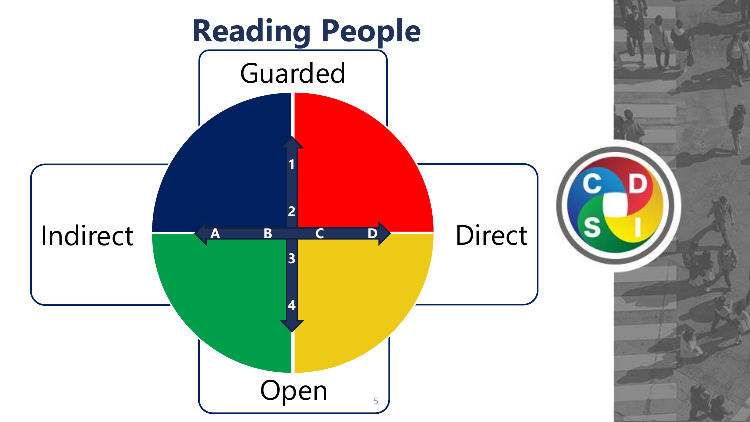# Reading People

Guarded

Indirect

Direct

Open

1

2

3

4

A B C D

C D S I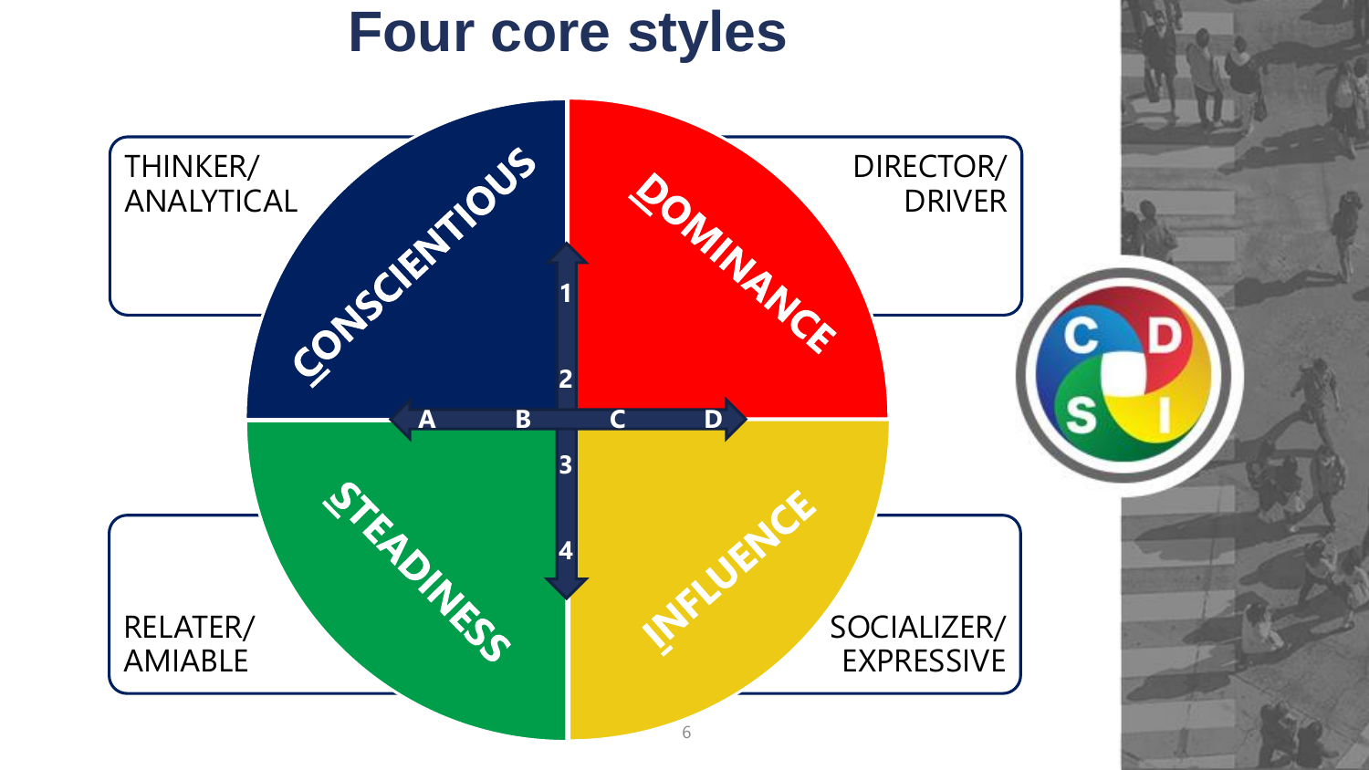# Four core styles

THINKER/ ANALYTICAL

DIRECTOR/ DRIVER

RELATER/ AMIABLE

SOCIALIZER/ EXPRESSIVE

CONSCIENTIOUS

DOMINANCE

STEADINESS

INFLUENCE

1

2

3

4

A

B

C

D

C D S I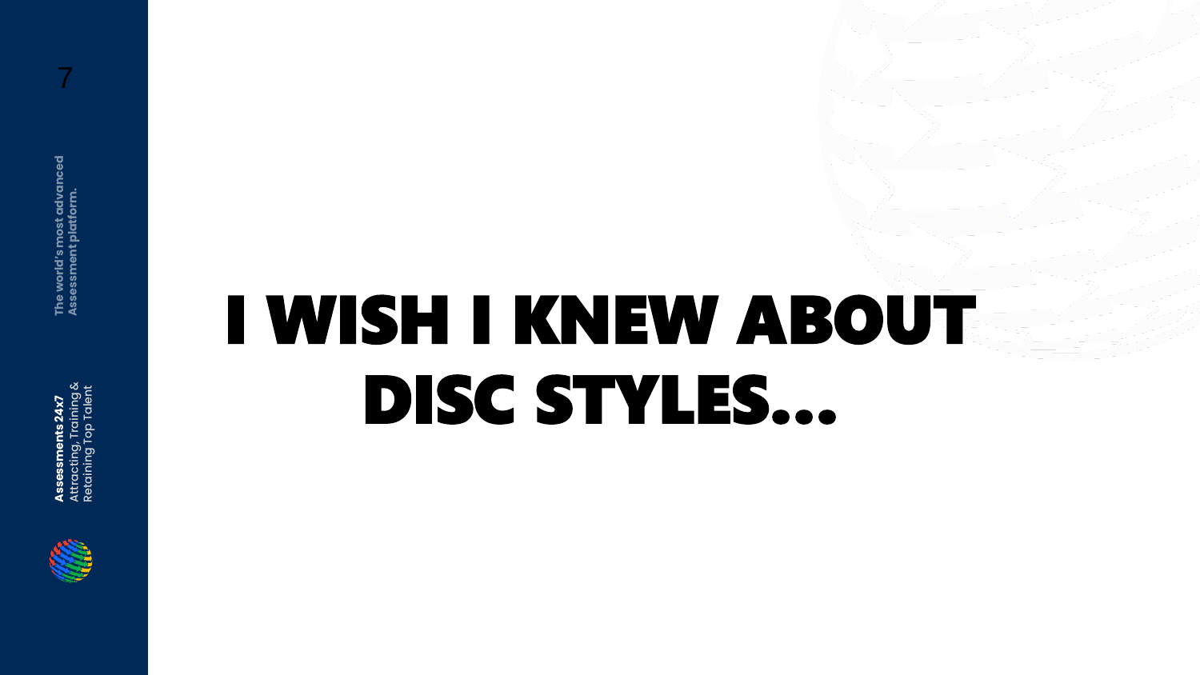# I WISH I KNEW ABOUT DISC STYLES…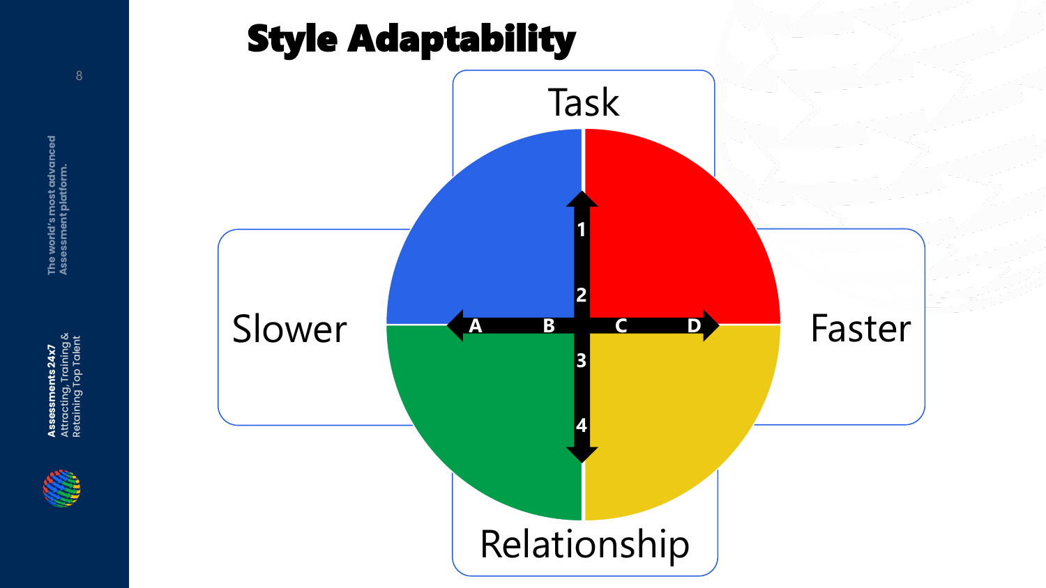# Style Adaptability

Task

Slower

Faster

Relationship

1

2

3

4

A

B

C

D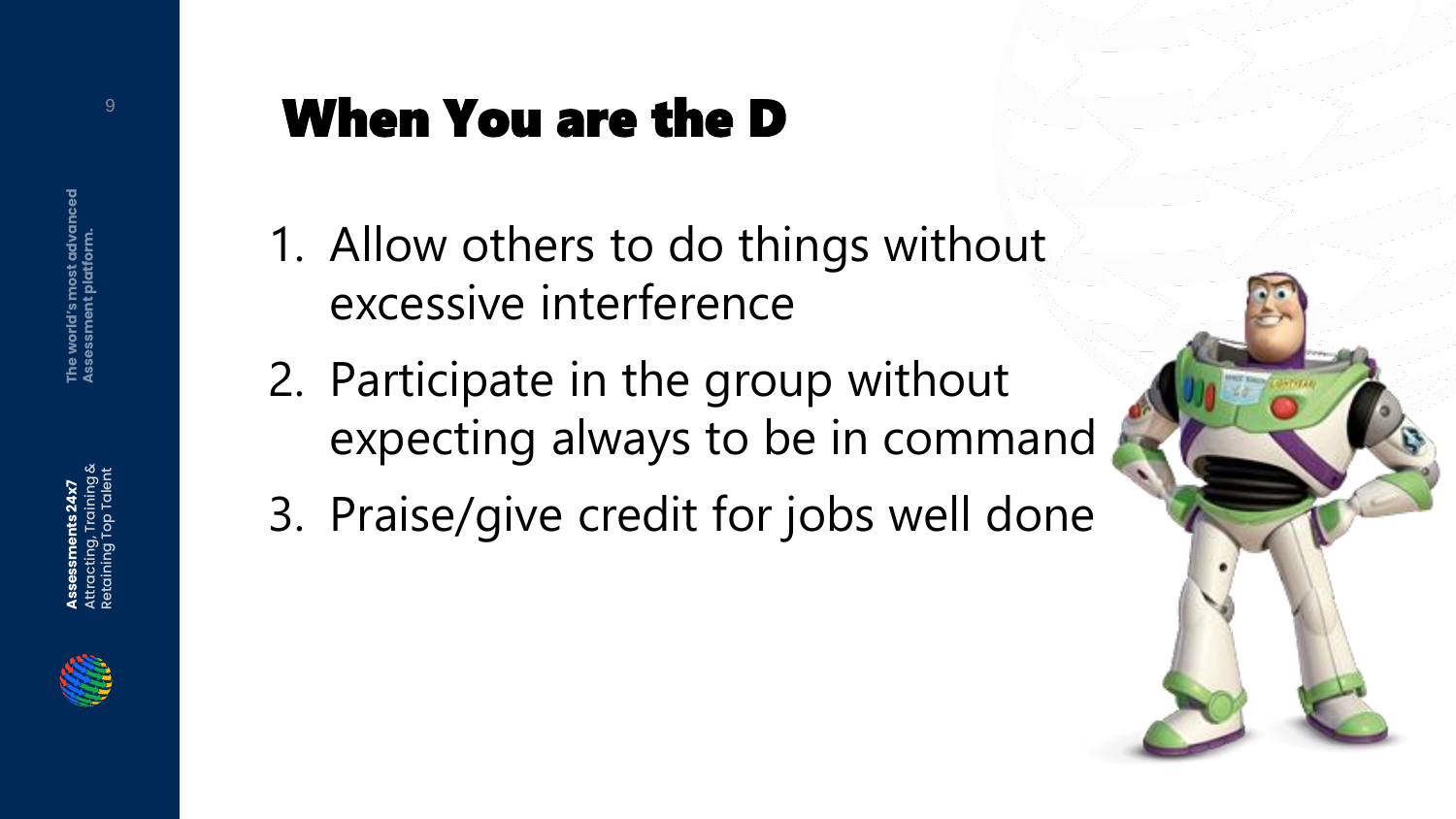# When You are the D

1. Allow others to do things without excessive interference
2. Participate in the group without expecting always to be in command
3. Praise/give credit for jobs well done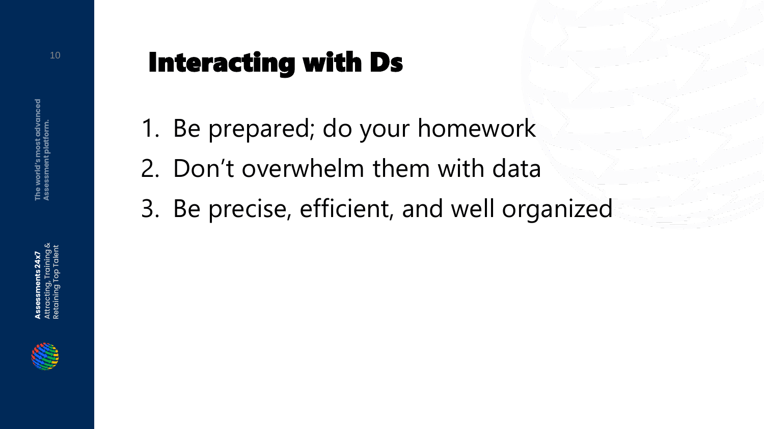# Interacting with Ds

1. Be prepared; do your homework
2. Don't overwhelm them with data
3. Be precise, efficient, and well organized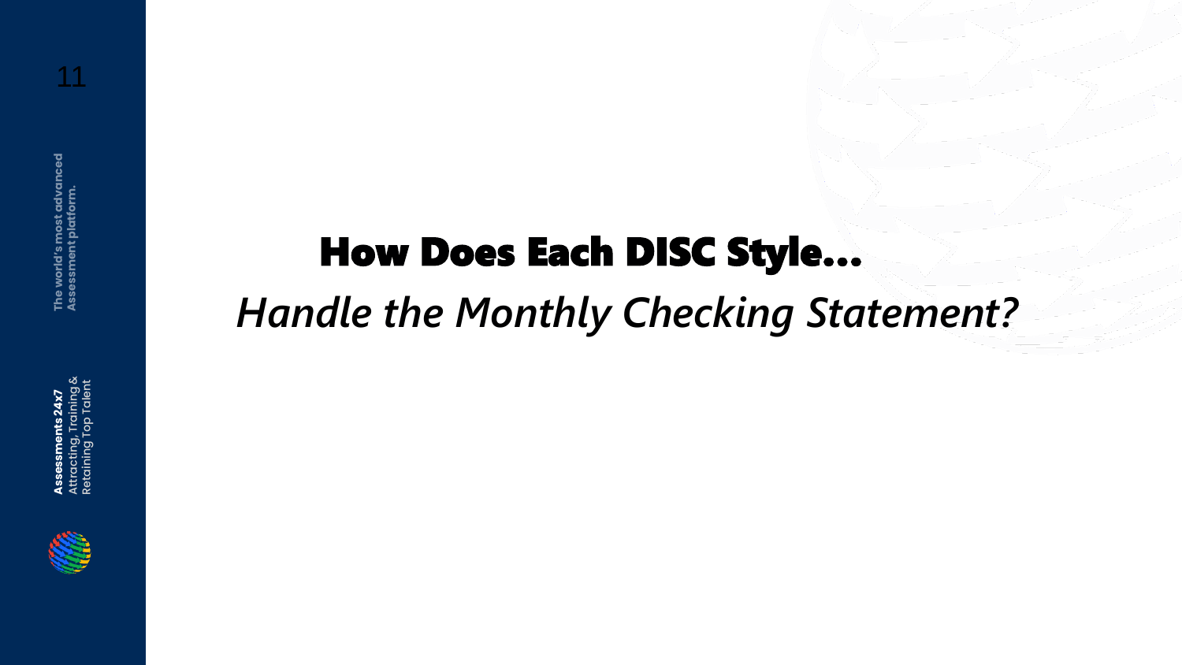# How Does Each DISC Style…

*Handle the Monthly Checking Statement?*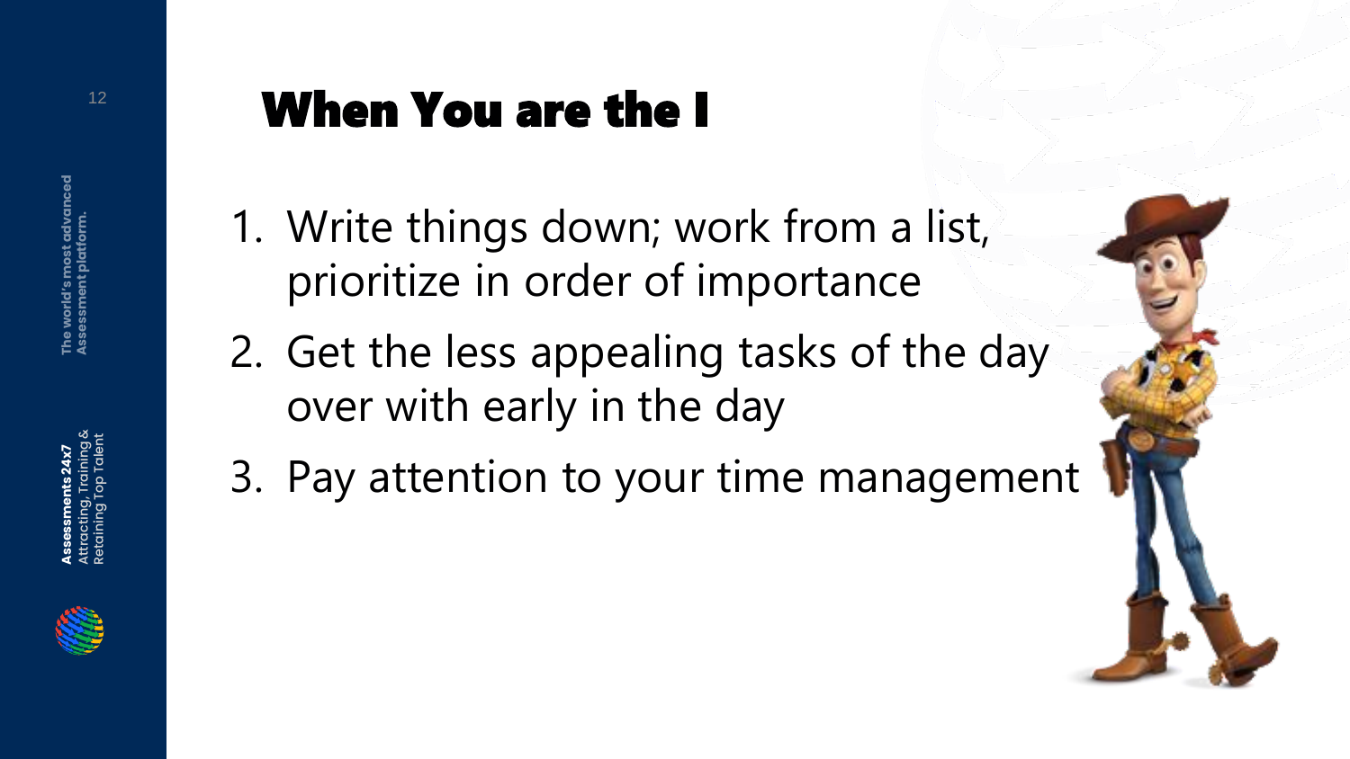# When You are the I

1. Write things down; work from a list, prioritize in order of importance
2. Get the less appealing tasks of the day over with early in the day
3. Pay attention to your time management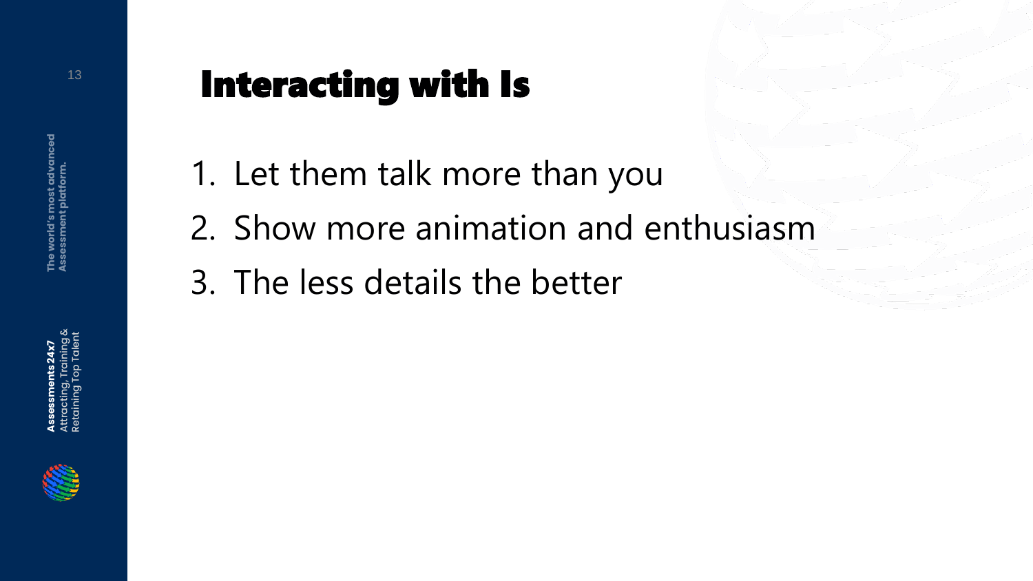# Interacting with Is

1. Let them talk more than you
2. Show more animation and enthusiasm
3. The less details the better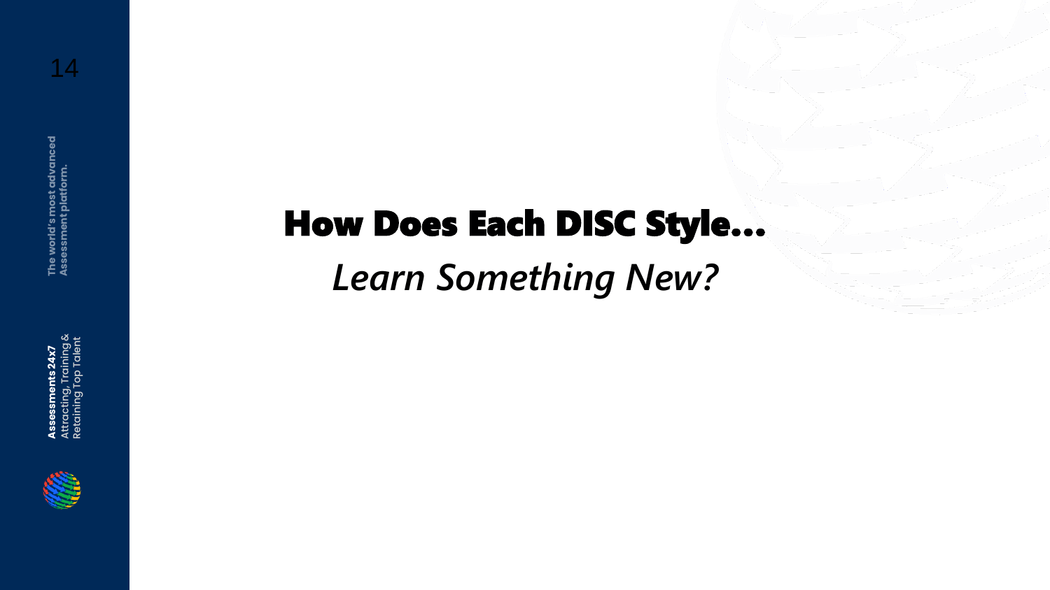# How Does Each DISC Style…

*Learn Something New?*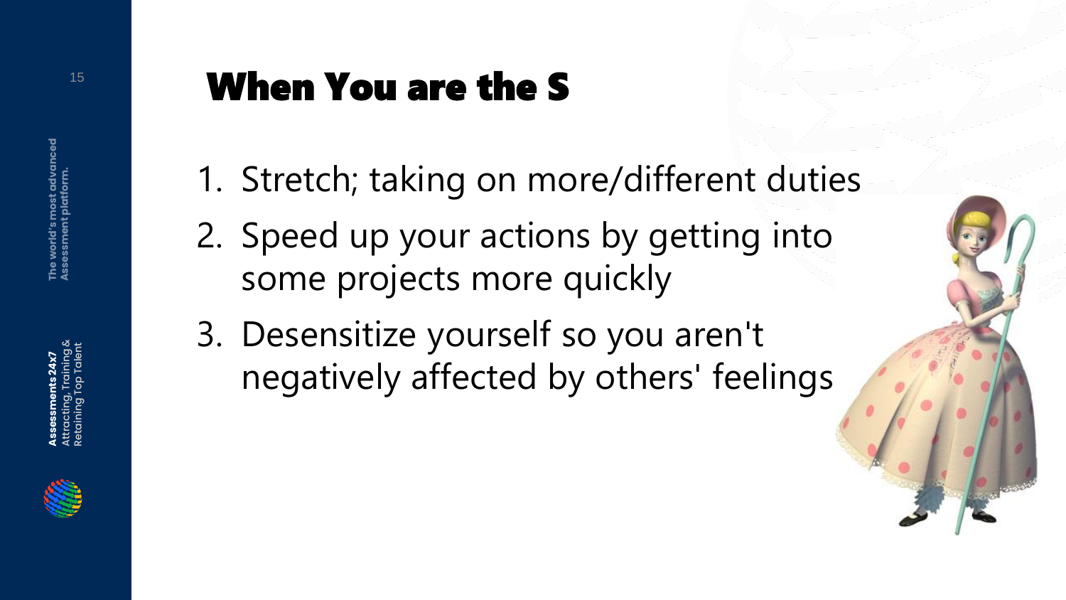# When You are the S

1. Stretch; taking on more/different duties
2. Speed up your actions by getting into some projects more quickly
3. Desensitize yourself so you aren't negatively affected by others' feelings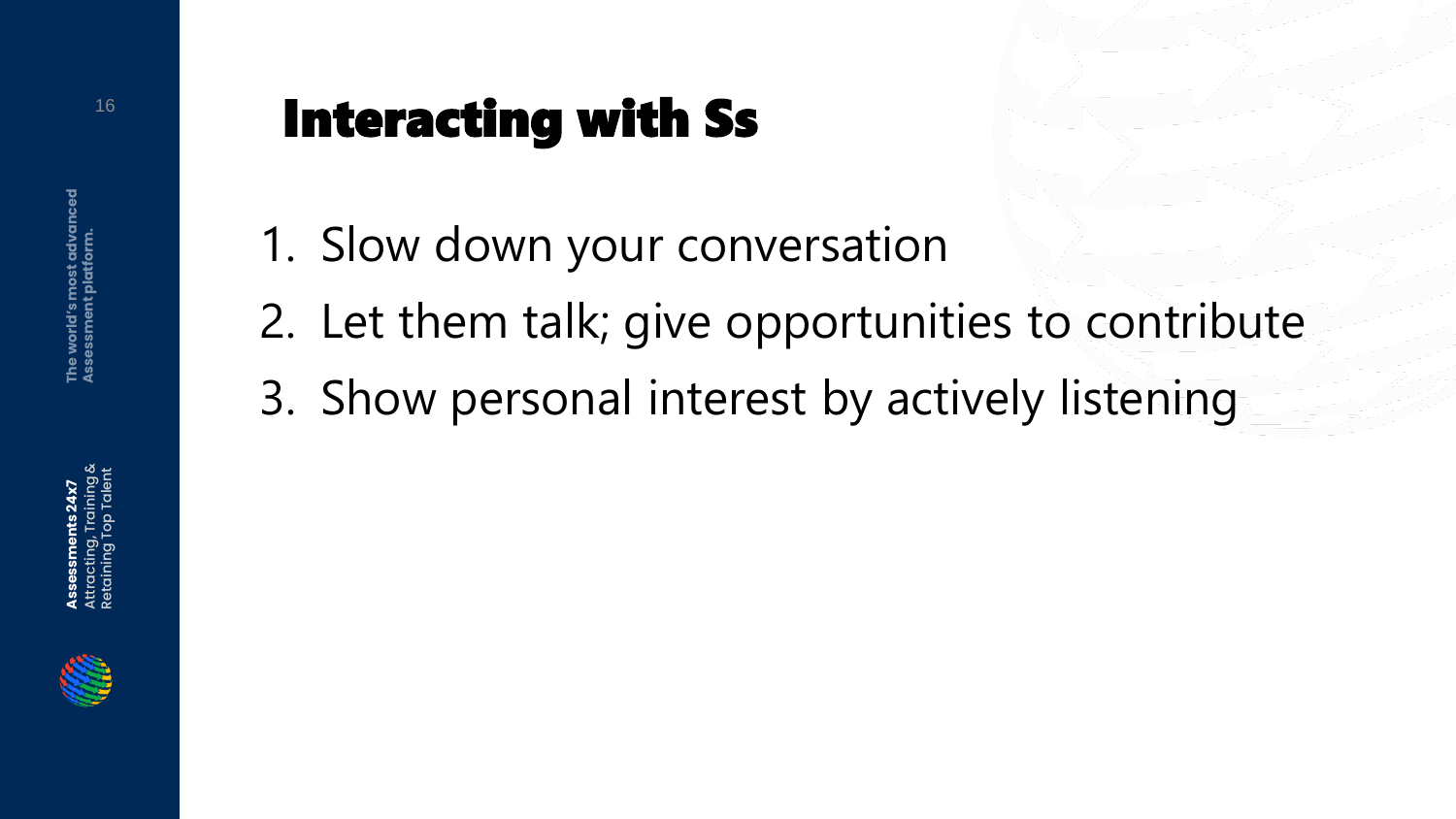# Interacting with Ss

1. Slow down your conversation
2. Let them talk; give opportunities to contribute
3. Show personal interest by actively listening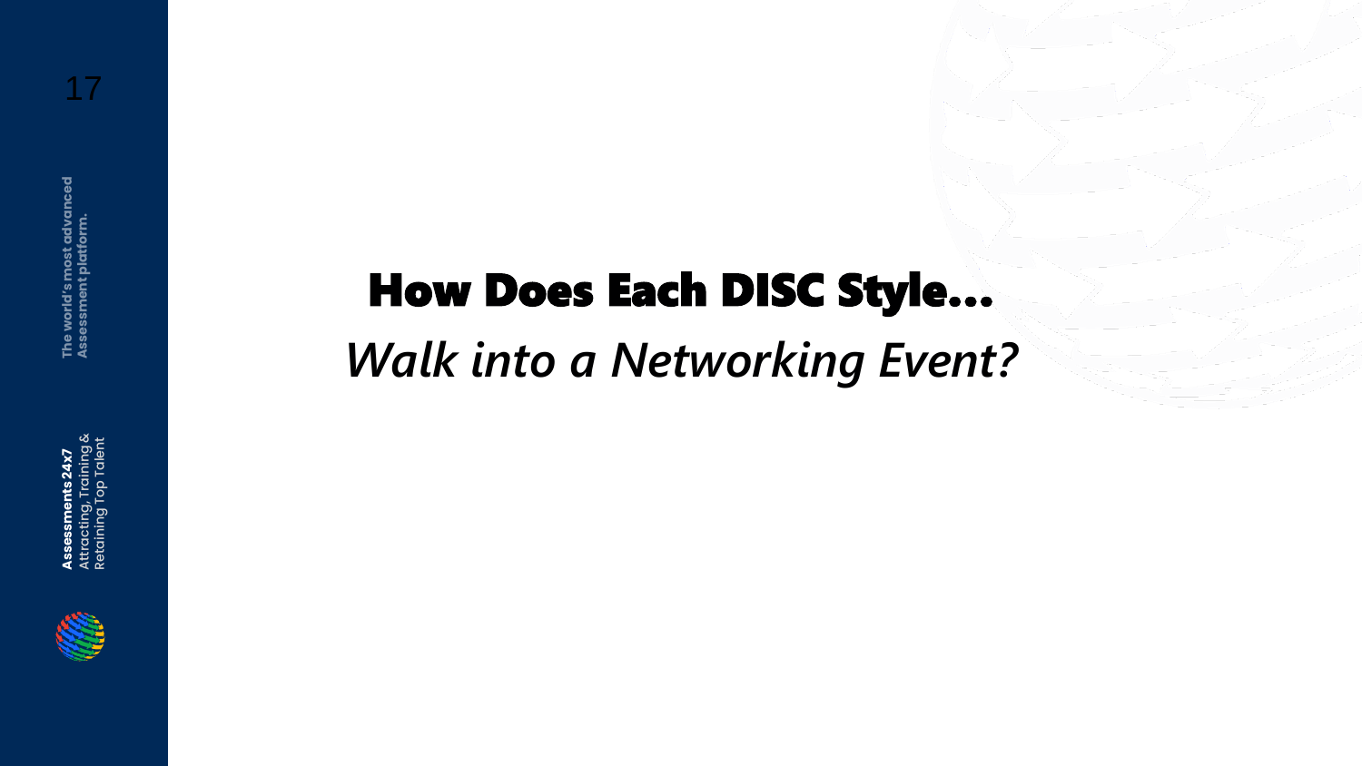# How Does Each DISC Style…

*Walk into a Networking Event?*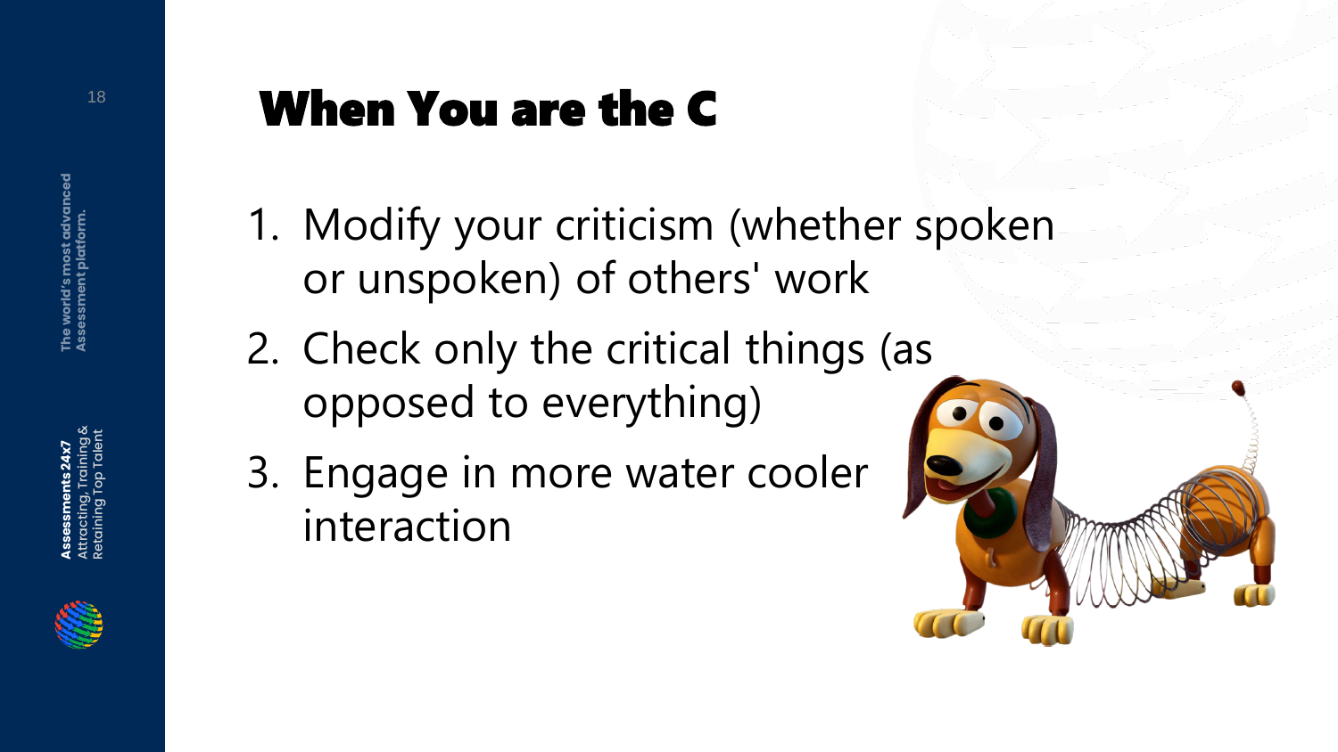# When You are the C

1. Modify your criticism (whether spoken or unspoken) of others' work
2. Check only the critical things (as opposed to everything)
3. Engage in more water cooler interaction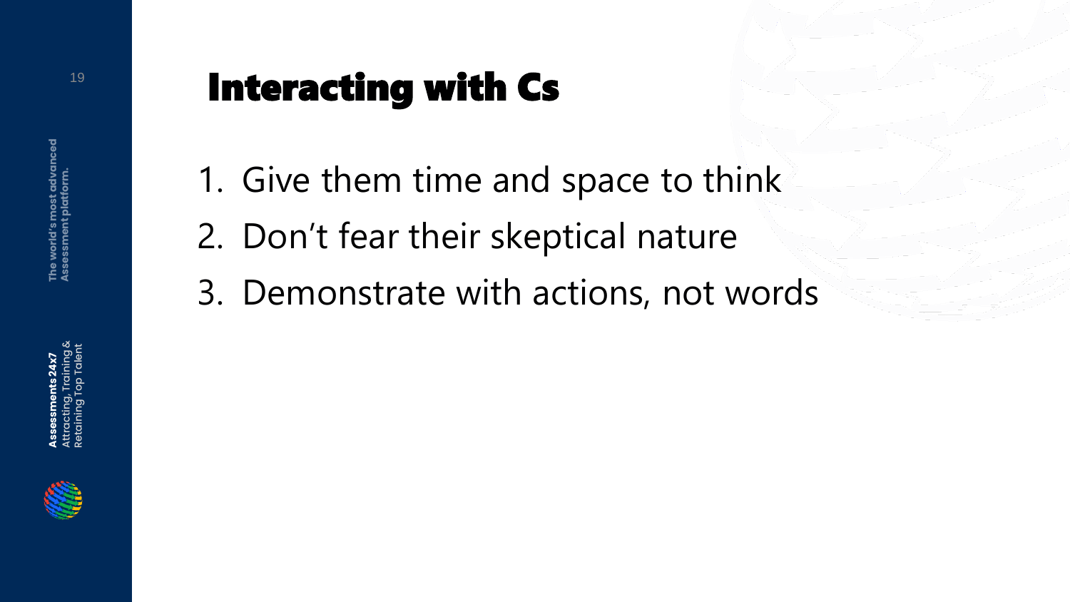# Interacting with Cs

1. Give them time and space to think
2. Don't fear their skeptical nature
3. Demonstrate with actions, not words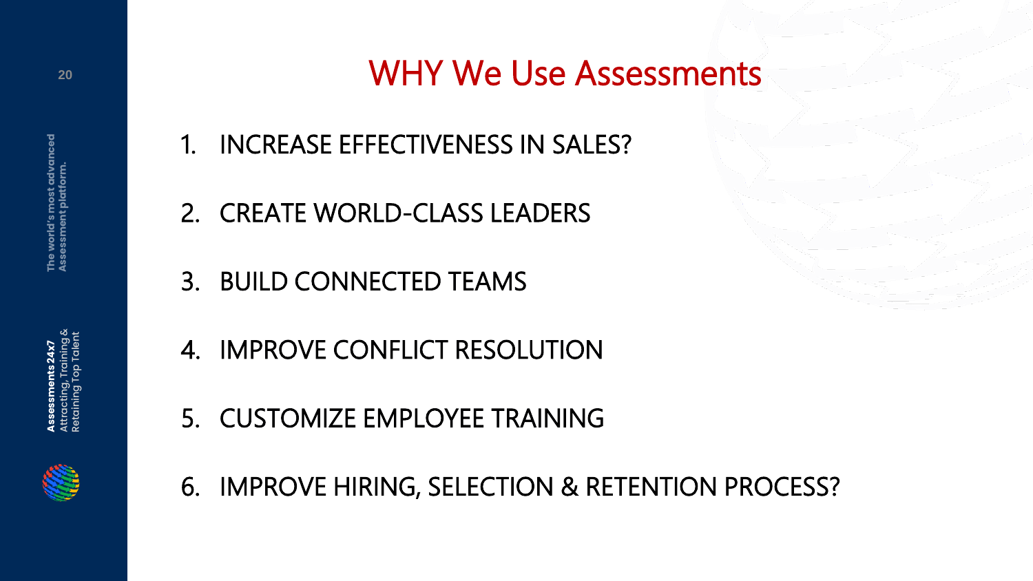# WHY We Use Assessments

1. INCREASE EFFECTIVENESS IN SALES?
2. CREATE WORLD-CLASS LEADERS
3. BUILD CONNECTED TEAMS
4. IMPROVE CONFLICT RESOLUTION
5. CUSTOMIZE EMPLOYEE TRAINING
6. IMPROVE HIRING, SELECTION & RETENTION PROCESS?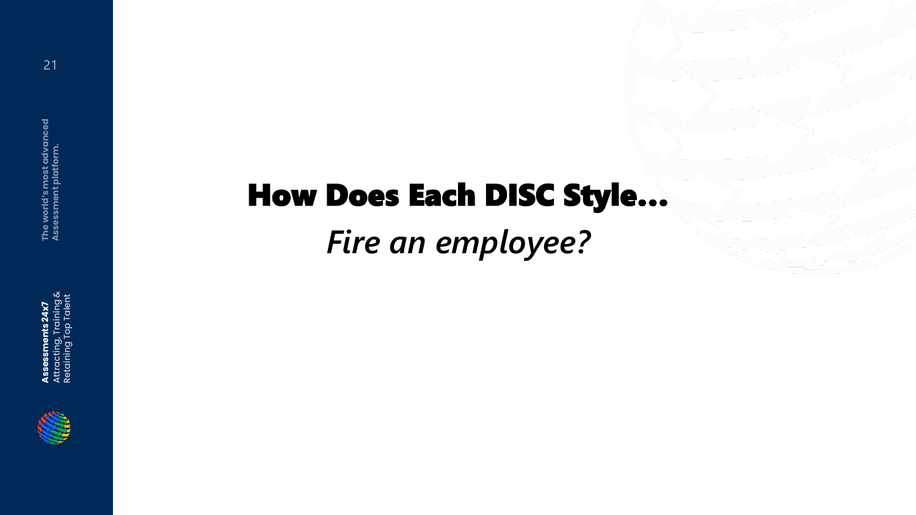# How Does Each DISC Style…

*Fire an employee?*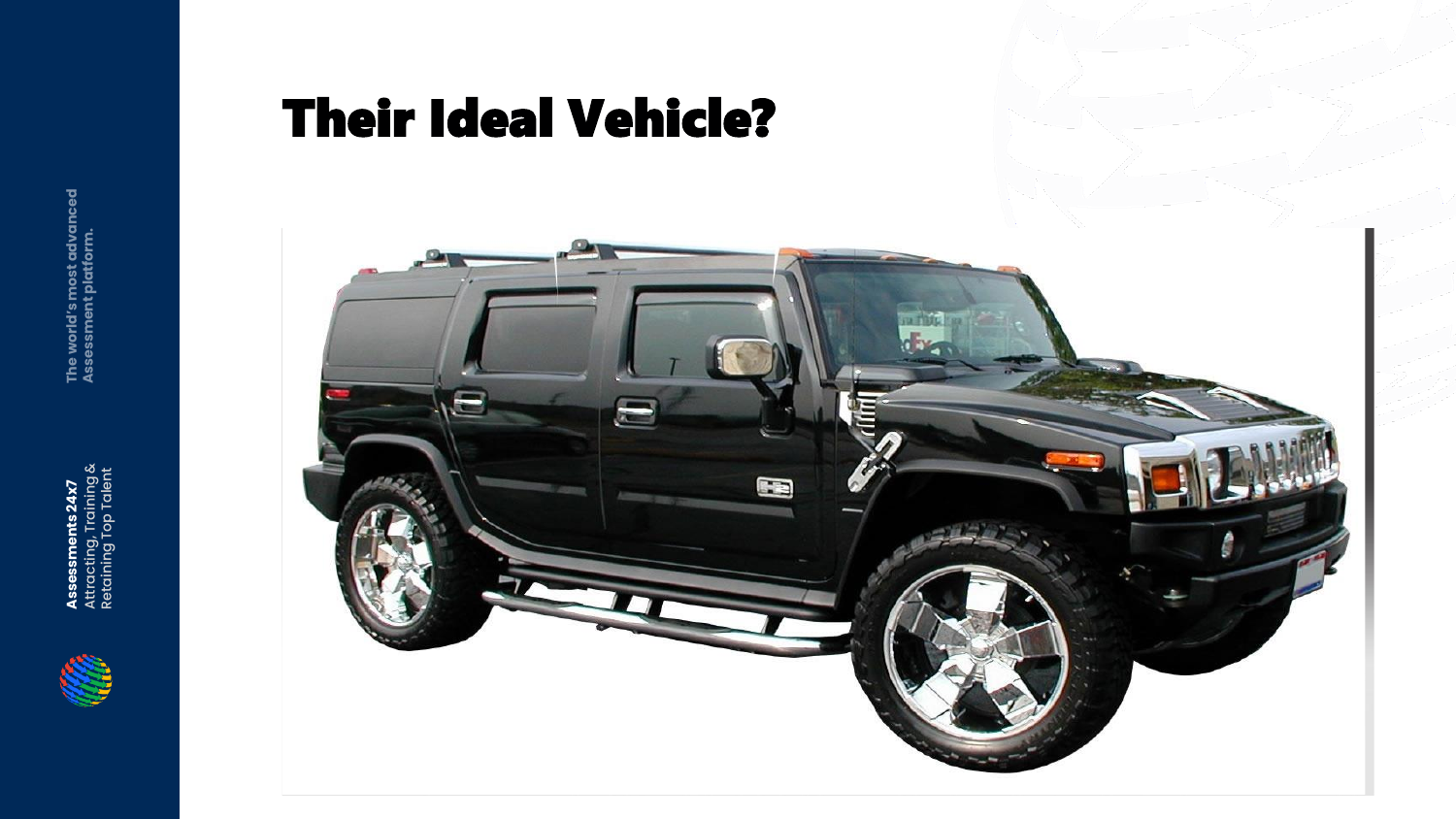# Their Ideal Vehicle?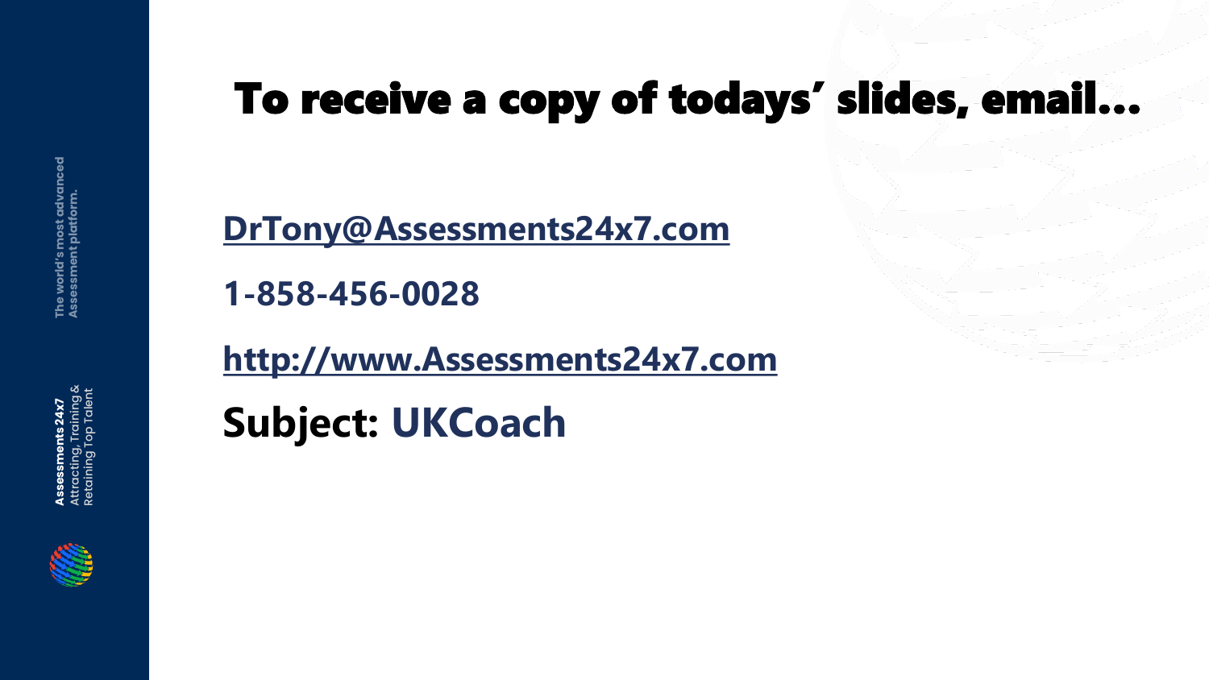# To receive a copy of todays’ slides, email…

**DrTony@Assessments24x7.com**

**1-858-456-0028**

**http://www.Assessments24x7.com**

**Subject: UKCoach**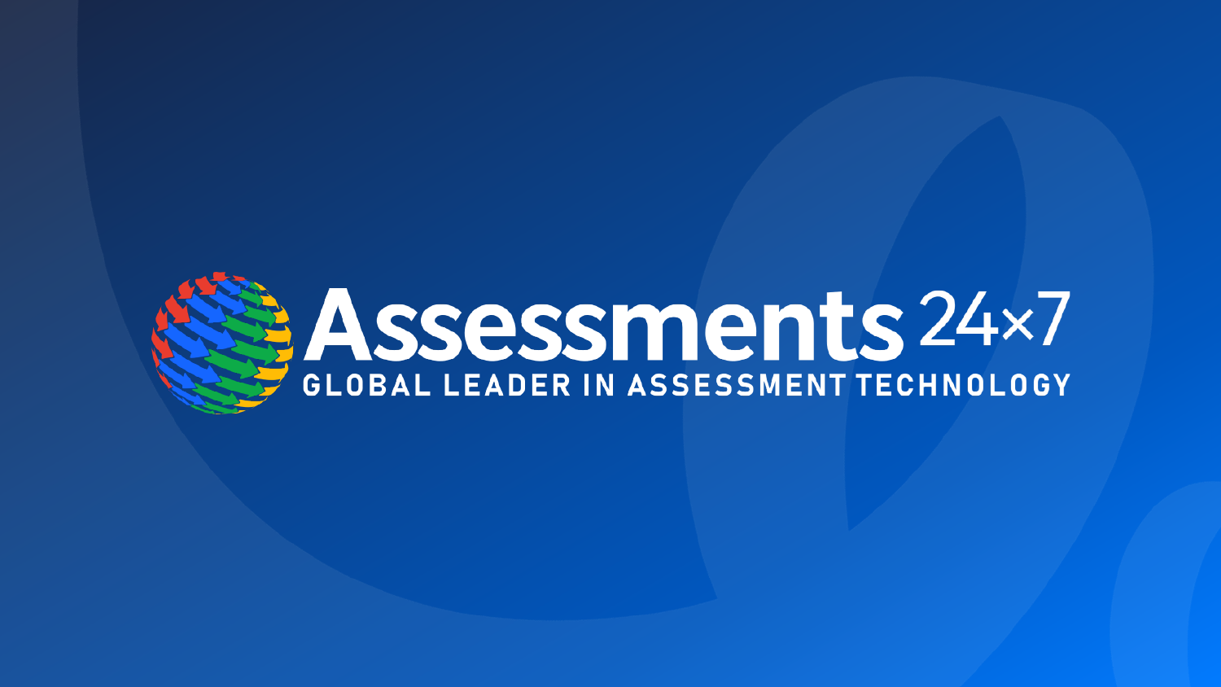# Assessments 24×7

**GLOBAL LEADER IN ASSESSMENT TECHNOLOGY**